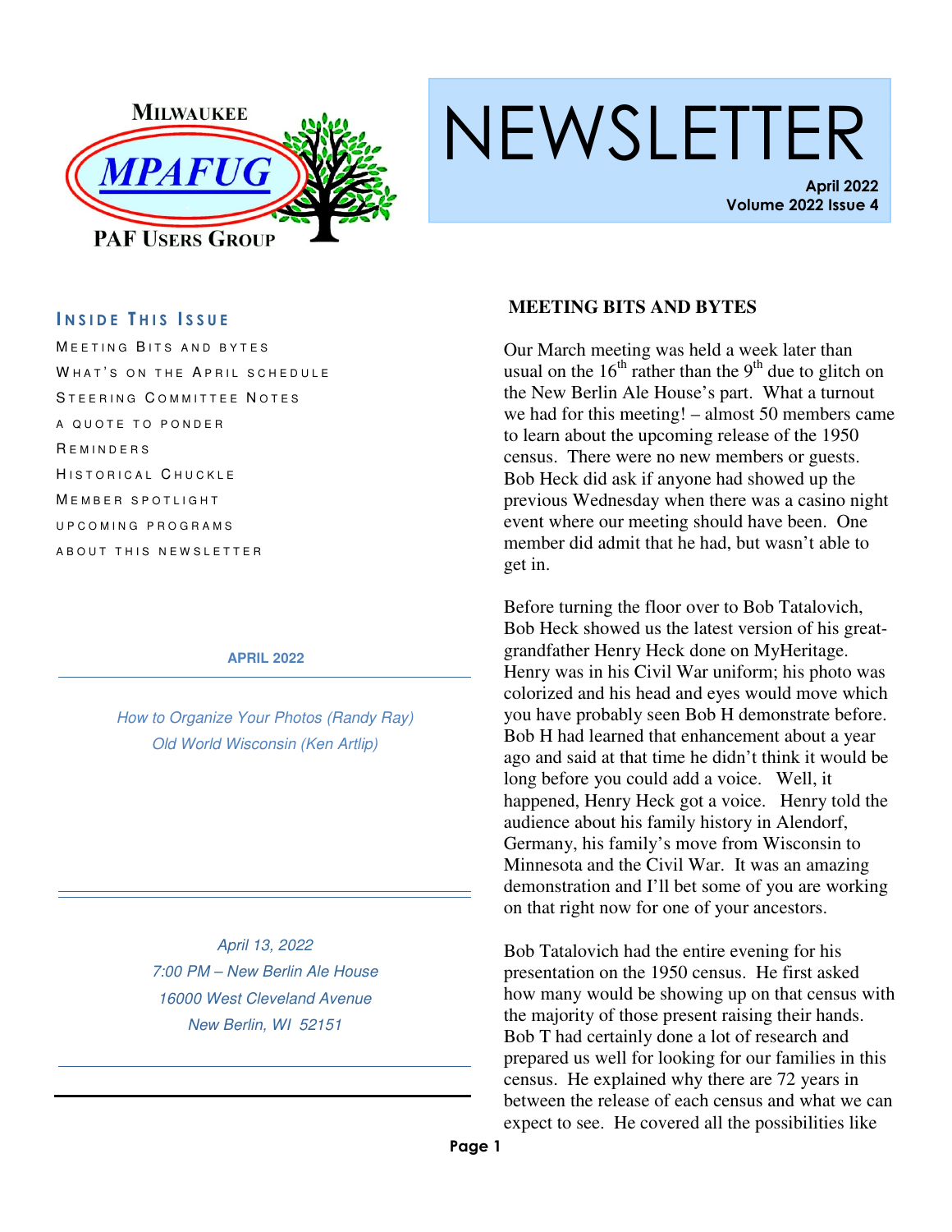MILWAUKEE

MPAFUG

PAF USERS GROUP

# NEWSLETTER

**April 2022**
**Volume 2022 Issue 4**

### INSIDE THIS ISSUE

MEETING BITS AND BYTES
WHAT'S ON THE APRIL SCHEDULE
STEERING COMMITTEE NOTES
A QUOTE TO PONDER
REMINDERS
HISTORICAL CHUCKLE
MEMBER SPOTLIGHT
UPCOMING PROGRAMS
ABOUT THIS NEWSLETTER

**APRIL 2022**

*How to Organize Your Photos (Randy Ray)*
*Old World Wisconsin (Ken Artlip)*

*April 13, 2022*
*7:00 PM – New Berlin Ale House*
*16000 West Cleveland Avenue*
*New Berlin, WI 52151*

## MEETING BITS AND BYTES

Our March meeting was held a week later than usual on the 16th rather than the 9th due to glitch on the New Berlin Ale House's part. What a turnout we had for this meeting! – almost 50 members came to learn about the upcoming release of the 1950 census. There were no new members or guests. Bob Heck did ask if anyone had showed up the previous Wednesday when there was a casino night event where our meeting should have been. One member did admit that he had, but wasn't able to get in.

Before turning the floor over to Bob Tatalovich, Bob Heck showed us the latest version of his great-grandfather Henry Heck done on MyHeritage. Henry was in his Civil War uniform; his photo was colorized and his head and eyes would move which you have probably seen Bob H demonstrate before. Bob H had learned that enhancement about a year ago and said at that time he didn't think it would be long before you could add a voice. Well, it happened, Henry Heck got a voice. Henry told the audience about his family history in Alendorf, Germany, his family's move from Wisconsin to Minnesota and the Civil War. It was an amazing demonstration and I'll bet some of you are working on that right now for one of your ancestors.

Bob Tatalovich had the entire evening for his presentation on the 1950 census. He first asked how many would be showing up on that census with the majority of those present raising their hands. Bob T had certainly done a lot of research and prepared us well for looking for our families in this census. He explained why there are 72 years in between the release of each census and what we can expect to see. He covered all the possibilities like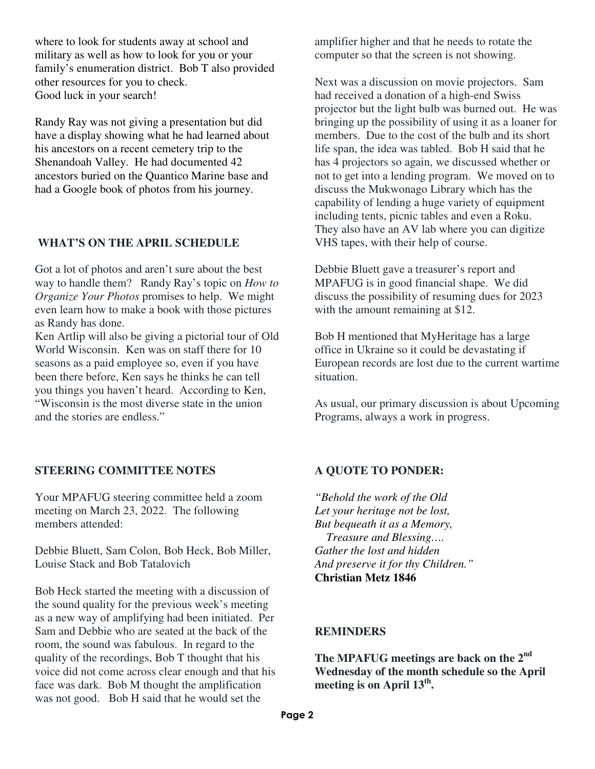where to look for students away at school and military as well as how to look for you or your family's enumeration district. Bob T also provided other resources for you to check.
Good luck in your search!

Randy Ray was not giving a presentation but did have a display showing what he had learned about his ancestors on a recent cemetery trip to the Shenandoah Valley. He had documented 42 ancestors buried on the Quantico Marine base and had a Google book of photos from his journey.

## WHAT'S ON THE APRIL SCHEDULE

Got a lot of photos and aren't sure about the best way to handle them? Randy Ray's topic on *How to Organize Your Photos* promises to help. We might even learn how to make a book with those pictures as Randy has done.
Ken Artlip will also be giving a pictorial tour of Old World Wisconsin. Ken was on staff there for 10 seasons as a paid employee so, even if you have been there before, Ken says he thinks he can tell you things you haven't heard. According to Ken, "Wisconsin is the most diverse state in the union and the stories are endless."

## STEERING COMMITTEE NOTES

Your MPAFUG steering committee held a zoom meeting on March 23, 2022. The following members attended:

Debbie Bluett, Sam Colon, Bob Heck, Bob Miller, Louise Stack and Bob Tatalovich

Bob Heck started the meeting with a discussion of the sound quality for the previous week's meeting as a new way of amplifying had been initiated. Per Sam and Debbie who are seated at the back of the room, the sound was fabulous. In regard to the quality of the recordings, Bob T thought that his voice did not come across clear enough and that his face was dark. Bob M thought the amplification was not good. Bob H said that he would set the amplifier higher and that he needs to rotate the computer so that the screen is not showing.

Next was a discussion on movie projectors. Sam had received a donation of a high-end Swiss projector but the light bulb was burned out. He was bringing up the possibility of using it as a loaner for members. Due to the cost of the bulb and its short life span, the idea was tabled. Bob H said that he has 4 projectors so again, we discussed whether or not to get into a lending program. We moved on to discuss the Mukwonago Library which has the capability of lending a huge variety of equipment including tents, picnic tables and even a Roku. They also have an AV lab where you can digitize VHS tapes, with their help of course.

Debbie Bluett gave a treasurer's report and MPAFUG is in good financial shape. We did discuss the possibility of resuming dues for 2023 with the amount remaining at $12.

Bob H mentioned that MyHeritage has a large office in Ukraine so it could be devastating if European records are lost due to the current wartime situation.

As usual, our primary discussion is about Upcoming Programs, always a work in progress.

## A QUOTE TO PONDER:

*"Behold the work of the Old*
*Let your heritage not be lost,*
*But bequeath it as a Memory,*
*Treasure and Blessing….*
*Gather the lost and hidden*
*And preserve it for thy Children."*
**Christian Metz 1846**

## REMINDERS

**The MPAFUG meetings are back on the 2nd Wednesday of the month schedule so the April meeting is on April 13th.**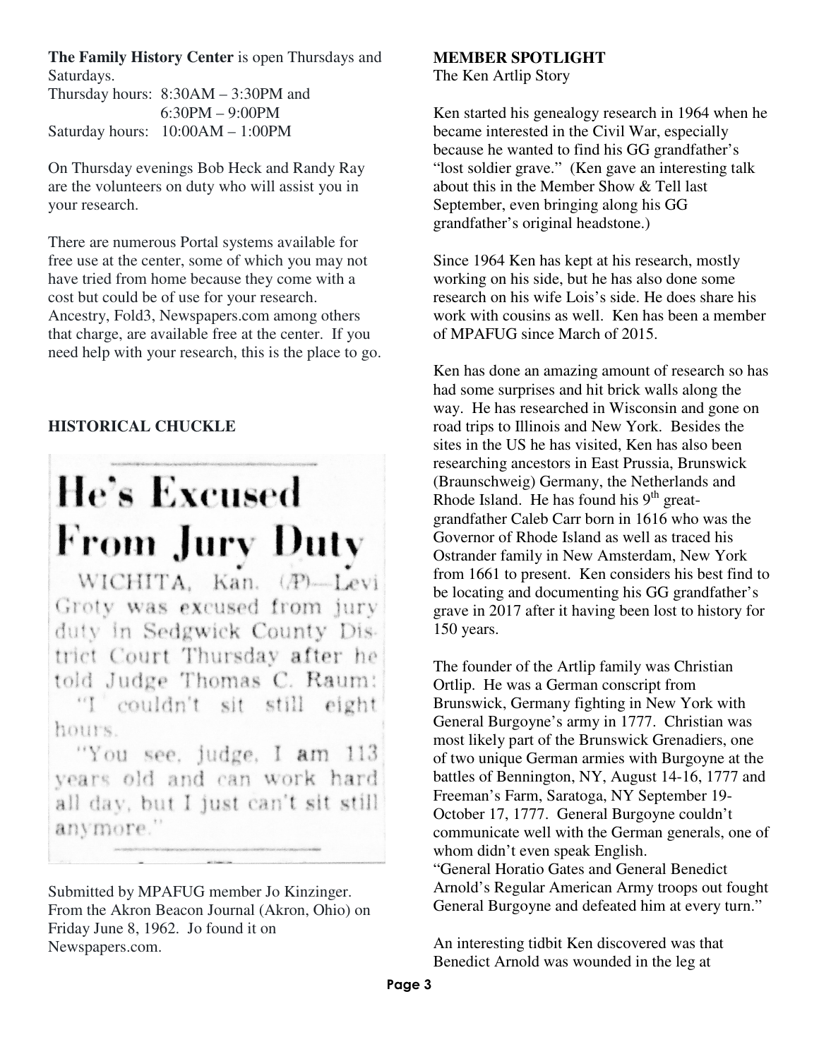**The Family History Center** is open Thursdays and Saturdays.

Thursday hours: 8:30AM – 3:30PM and 6:30PM – 9:00PM
Saturday hours: 10:00AM – 1:00PM

On Thursday evenings Bob Heck and Randy Ray are the volunteers on duty who will assist you in your research.

There are numerous Portal systems available for free use at the center, some of which you may not have tried from home because they come with a cost but could be of use for your research. Ancestry, Fold3, Newspapers.com among others that charge, are available free at the center. If you need help with your research, this is the place to go.

## HISTORICAL CHUCKLE

# He's Excused From Jury Duty

WICHITA, Kan. (AP)—Levi Groty was excused from jury duty in Sedgwick County District Court Thursday after he told Judge Thomas C. Raum: "I couldn't sit still eight hours.

"You see, judge, I am 113 years old and can work hard all day, but I just can't sit still anymore."

Submitted by MPAFUG member Jo Kinzinger. From the Akron Beacon Journal (Akron, Ohio) on Friday June 8, 1962. Jo found it on Newspapers.com.

## MEMBER SPOTLIGHT

The Ken Artlip Story

Ken started his genealogy research in 1964 when he became interested in the Civil War, especially because he wanted to find his GG grandfather's "lost soldier grave." (Ken gave an interesting talk about this in the Member Show & Tell last September, even bringing along his GG grandfather's original headstone.)

Since 1964 Ken has kept at his research, mostly working on his side, but he has also done some research on his wife Lois's side. He does share his work with cousins as well. Ken has been a member of MPAFUG since March of 2015.

Ken has done an amazing amount of research so has had some surprises and hit brick walls along the way. He has researched in Wisconsin and gone on road trips to Illinois and New York. Besides the sites in the US he has visited, Ken has also been researching ancestors in East Prussia, Brunswick (Braunschweig) Germany, the Netherlands and Rhode Island. He has found his 9th great-grandfather Caleb Carr born in 1616 who was the Governor of Rhode Island as well as traced his Ostrander family in New Amsterdam, New York from 1661 to present. Ken considers his best find to be locating and documenting his GG grandfather's grave in 2017 after it having been lost to history for 150 years.

The founder of the Artlip family was Christian Ortlip. He was a German conscript from Brunswick, Germany fighting in New York with General Burgoyne's army in 1777. Christian was most likely part of the Brunswick Grenadiers, one of two unique German armies with Burgoyne at the battles of Bennington, NY, August 14-16, 1777 and Freeman's Farm, Saratoga, NY September 19-October 17, 1777. General Burgoyne couldn't communicate well with the German generals, one of whom didn't even speak English.
"General Horatio Gates and General Benedict Arnold's Regular American Army troops out fought General Burgoyne and defeated him at every turn."

An interesting tidbit Ken discovered was that Benedict Arnold was wounded in the leg at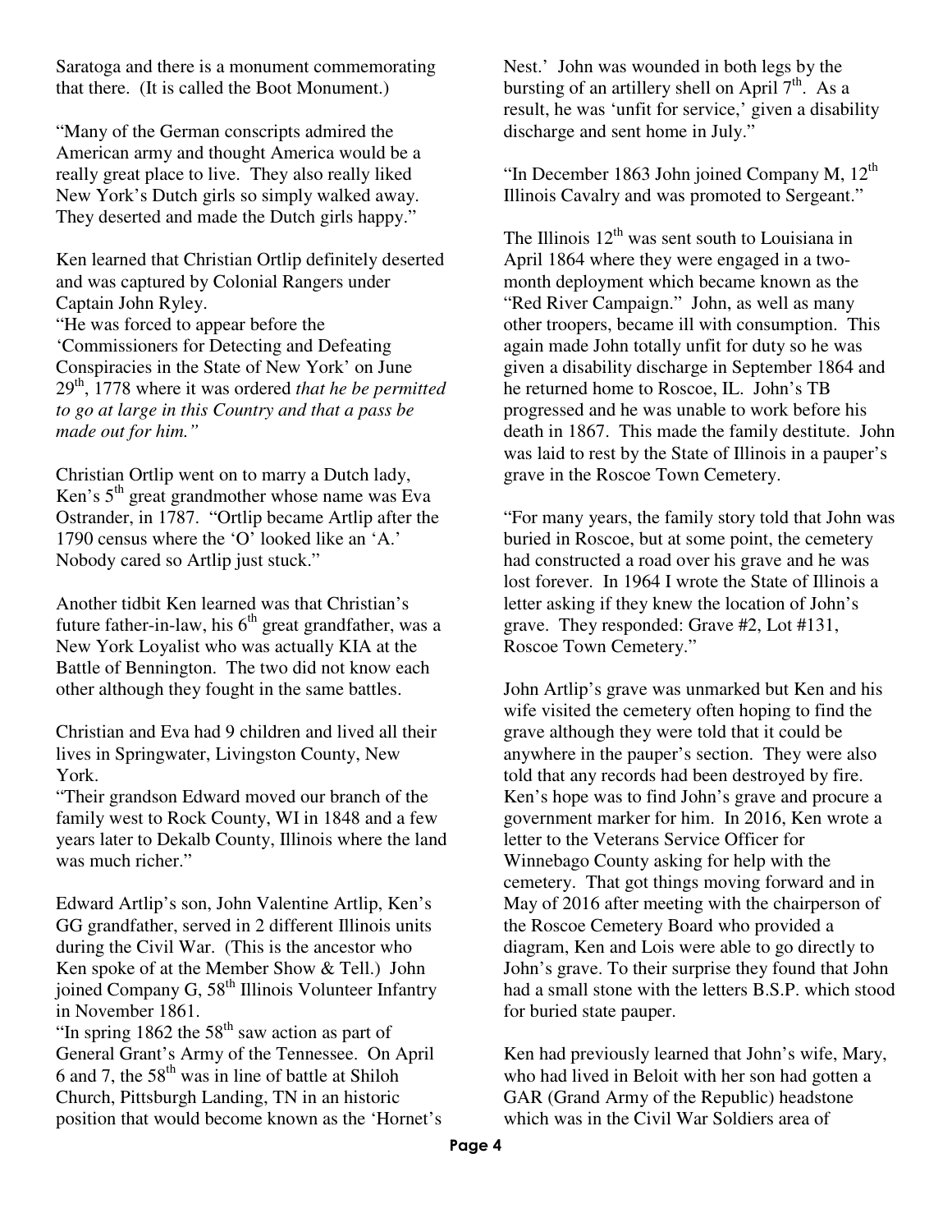Saratoga and there is a monument commemorating that there. (It is called the Boot Monument.)

"Many of the German conscripts admired the American army and thought America would be a really great place to live. They also really liked New York's Dutch girls so simply walked away. They deserted and made the Dutch girls happy."

Ken learned that Christian Ortlip definitely deserted and was captured by Colonial Rangers under Captain John Ryley.

"He was forced to appear before the 'Commissioners for Detecting and Defeating Conspiracies in the State of New York' on June 29th, 1778 where it was ordered *that he be permitted to go at large in this Country and that a pass be made out for him."*

Christian Ortlip went on to marry a Dutch lady, Ken's 5th great grandmother whose name was Eva Ostrander, in 1787. "Ortlip became Artlip after the 1790 census where the 'O' looked like an 'A.' Nobody cared so Artlip just stuck."

Another tidbit Ken learned was that Christian's future father-in-law, his 6th great grandfather, was a New York Loyalist who was actually KIA at the Battle of Bennington. The two did not know each other although they fought in the same battles.

Christian and Eva had 9 children and lived all their lives in Springwater, Livingston County, New York.

"Their grandson Edward moved our branch of the family west to Rock County, WI in 1848 and a few years later to Dekalb County, Illinois where the land was much richer."

Edward Artlip's son, John Valentine Artlip, Ken's GG grandfather, served in 2 different Illinois units during the Civil War. (This is the ancestor who Ken spoke of at the Member Show & Tell.) John joined Company G, 58th Illinois Volunteer Infantry in November 1861.

"In spring 1862 the 58th saw action as part of General Grant's Army of the Tennessee. On April 6 and 7, the 58th was in line of battle at Shiloh Church, Pittsburgh Landing, TN in an historic position that would become known as the 'Hornet's Nest.' John was wounded in both legs by the bursting of an artillery shell on April 7th. As a result, he was 'unfit for service,' given a disability discharge and sent home in July."

"In December 1863 John joined Company M, 12th Illinois Cavalry and was promoted to Sergeant."

The Illinois 12th was sent south to Louisiana in April 1864 where they were engaged in a two-month deployment which became known as the "Red River Campaign." John, as well as many other troopers, became ill with consumption. This again made John totally unfit for duty so he was given a disability discharge in September 1864 and he returned home to Roscoe, IL. John's TB progressed and he was unable to work before his death in 1867. This made the family destitute. John was laid to rest by the State of Illinois in a pauper's grave in the Roscoe Town Cemetery.

"For many years, the family story told that John was buried in Roscoe, but at some point, the cemetery had constructed a road over his grave and he was lost forever. In 1964 I wrote the State of Illinois a letter asking if they knew the location of John's grave. They responded: Grave #2, Lot #131, Roscoe Town Cemetery."

John Artlip's grave was unmarked but Ken and his wife visited the cemetery often hoping to find the grave although they were told that it could be anywhere in the pauper's section. They were also told that any records had been destroyed by fire. Ken's hope was to find John's grave and procure a government marker for him. In 2016, Ken wrote a letter to the Veterans Service Officer for Winnebago County asking for help with the cemetery. That got things moving forward and in May of 2016 after meeting with the chairperson of the Roscoe Cemetery Board who provided a diagram, Ken and Lois were able to go directly to John's grave. To their surprise they found that John had a small stone with the letters B.S.P. which stood for buried state pauper.

Ken had previously learned that John's wife, Mary, who had lived in Beloit with her son had gotten a GAR (Grand Army of the Republic) headstone which was in the Civil War Soldiers area of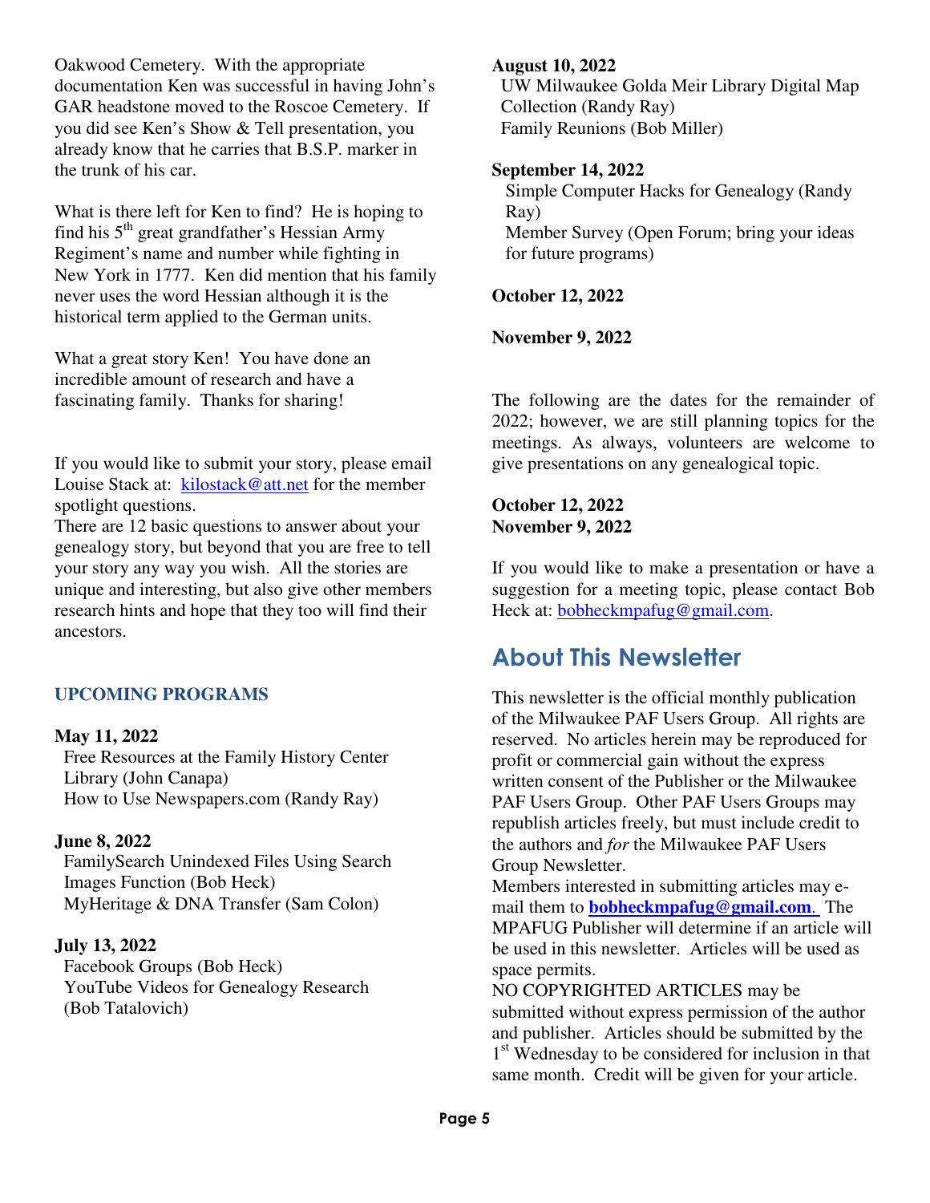Oakwood Cemetery. With the appropriate documentation Ken was successful in having John's GAR headstone moved to the Roscoe Cemetery. If you did see Ken's Show & Tell presentation, you already know that he carries that B.S.P. marker in the trunk of his car.

What is there left for Ken to find? He is hoping to find his 5th great grandfather's Hessian Army Regiment's name and number while fighting in New York in 1777. Ken did mention that his family never uses the word Hessian although it is the historical term applied to the German units.

What a great story Ken! You have done an incredible amount of research and have a fascinating family. Thanks for sharing!

If you would like to submit your story, please email Louise Stack at: kilostack@att.net for the member spotlight questions.

There are 12 basic questions to answer about your genealogy story, but beyond that you are free to tell your story any way you wish. All the stories are unique and interesting, but also give other members research hints and hope that they too will find their ancestors.

### UPCOMING PROGRAMS

**May 11, 2022**
Free Resources at the Family History Center Library (John Canapa)
How to Use Newspapers.com (Randy Ray)

**June 8, 2022**
FamilySearch Unindexed Files Using Search Images Function (Bob Heck)
MyHeritage & DNA Transfer (Sam Colon)

**July 13, 2022**
Facebook Groups (Bob Heck)
YouTube Videos for Genealogy Research (Bob Tatalovich)

**August 10, 2022**
UW Milwaukee Golda Meir Library Digital Map Collection (Randy Ray)
Family Reunions (Bob Miller)

**September 14, 2022**
Simple Computer Hacks for Genealogy (Randy Ray)
Member Survey (Open Forum; bring your ideas for future programs)

**October 12, 2022**

**November 9, 2022**

The following are the dates for the remainder of 2022; however, we are still planning topics for the meetings. As always, volunteers are welcome to give presentations on any genealogical topic.

**October 12, 2022**
**November 9, 2022**

If you would like to make a presentation or have a suggestion for a meeting topic, please contact Bob Heck at: bobheckmpafug@gmail.com.

## About This Newsletter

This newsletter is the official monthly publication of the Milwaukee PAF Users Group. All rights are reserved. No articles herein may be reproduced for profit or commercial gain without the express written consent of the Publisher or the Milwaukee PAF Users Group. Other PAF Users Groups may republish articles freely, but must include credit to the authors and *for* the Milwaukee PAF Users Group Newsletter.

Members interested in submitting articles may e-mail them to **bobheckmpafug@gmail.com**. The MPAFUG Publisher will determine if an article will be used in this newsletter. Articles will be used as space permits.

NO COPYRIGHTED ARTICLES may be submitted without express permission of the author and publisher. Articles should be submitted by the 1st Wednesday to be considered for inclusion in that same month. Credit will be given for your article.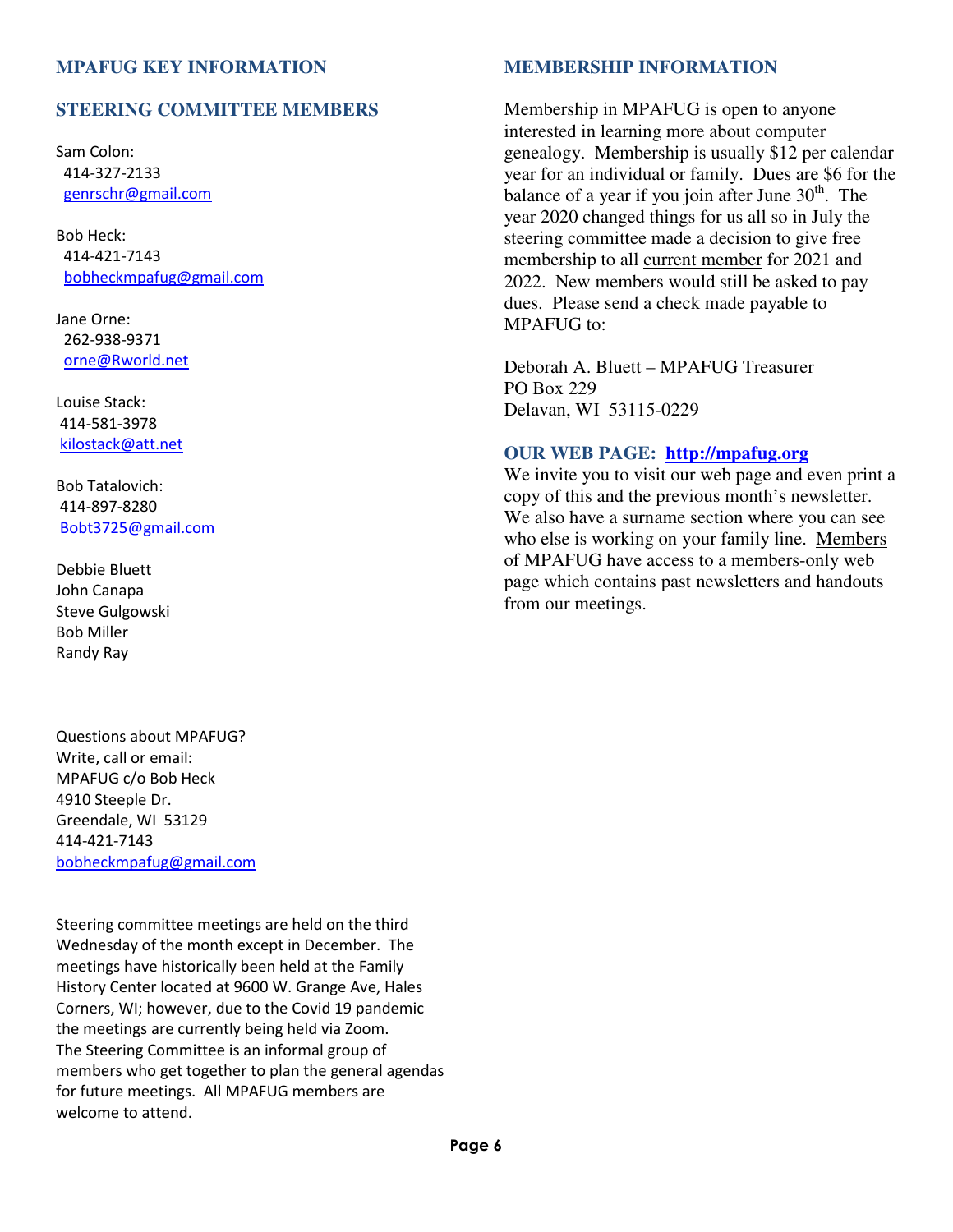## MPAFUG KEY INFORMATION

### STEERING COMMITTEE MEMBERS

Sam Colon:
414-327-2133
genrschr@gmail.com

Bob Heck:
414-421-7143
bobheckmpafug@gmail.com

Jane Orne:
262-938-9371
orne@Rworld.net

Louise Stack:
414-581-3978
kilostack@att.net

Bob Tatalovich:
414-897-8280
Bobt3725@gmail.com

Debbie Bluett
John Canapa
Steve Gulgowski
Bob Miller
Randy Ray

Questions about MPAFUG?
Write, call or email:
MPAFUG c/o Bob Heck
4910 Steeple Dr.
Greendale, WI 53129
414-421-7143
bobheckmpafug@gmail.com

Steering committee meetings are held on the third Wednesday of the month except in December. The meetings have historically been held at the Family History Center located at 9600 W. Grange Ave, Hales Corners, WI; however, due to the Covid 19 pandemic the meetings are currently being held via Zoom. The Steering Committee is an informal group of members who get together to plan the general agendas for future meetings. All MPAFUG members are welcome to attend.

## MEMBERSHIP INFORMATION

Membership in MPAFUG is open to anyone interested in learning more about computer genealogy. Membership is usually $12 per calendar year for an individual or family. Dues are $6 for the balance of a year if you join after June 30th. The year 2020 changed things for us all so in July the steering committee made a decision to give free membership to all current member for 2021 and 2022. New members would still be asked to pay dues. Please send a check made payable to MPAFUG to:

Deborah A. Bluett – MPAFUG Treasurer
PO Box 229
Delavan, WI 53115-0229

### OUR WEB PAGE: http://mpafug.org

We invite you to visit our web page and even print a copy of this and the previous month's newsletter. We also have a surname section where you can see who else is working on your family line. Members of MPAFUG have access to a members-only web page which contains past newsletters and handouts from our meetings.